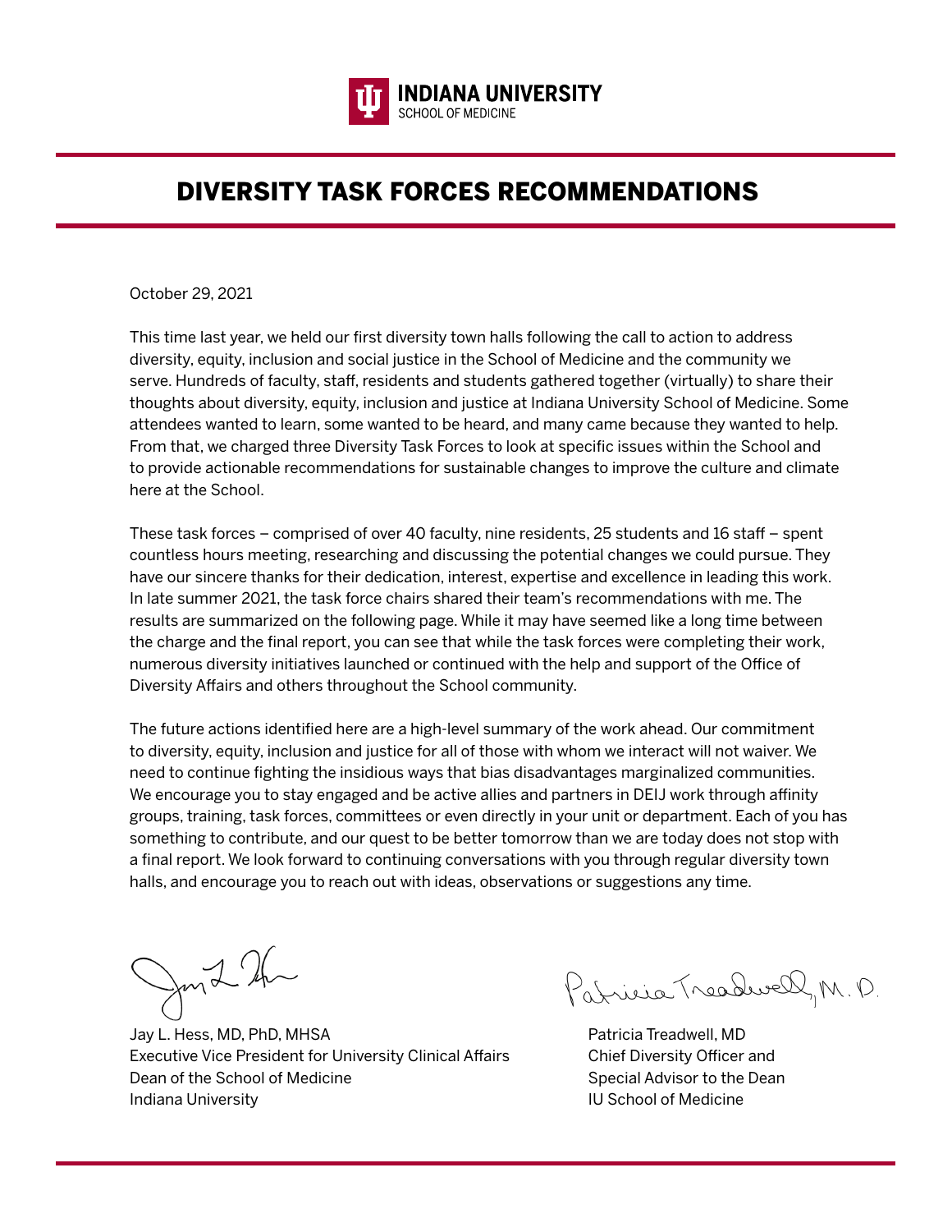INDIANA UNIVERSITY
SCHOOL OF MEDICINE

# DIVERSITY TASK FORCES RECOMMENDATIONS

October 29, 2021

This time last year, we held our first diversity town halls following the call to action to address diversity, equity, inclusion and social justice in the School of Medicine and the community we serve. Hundreds of faculty, staff, residents and students gathered together (virtually) to share their thoughts about diversity, equity, inclusion and justice at Indiana University School of Medicine. Some attendees wanted to learn, some wanted to be heard, and many came because they wanted to help. From that, we charged three Diversity Task Forces to look at specific issues within the School and to provide actionable recommendations for sustainable changes to improve the culture and climate here at the School.

These task forces – comprised of over 40 faculty, nine residents, 25 students and 16 staff – spent countless hours meeting, researching and discussing the potential changes we could pursue. They have our sincere thanks for their dedication, interest, expertise and excellence in leading this work. In late summer 2021, the task force chairs shared their team's recommendations with me. The results are summarized on the following page. While it may have seemed like a long time between the charge and the final report, you can see that while the task forces were completing their work, numerous diversity initiatives launched or continued with the help and support of the Office of Diversity Affairs and others throughout the School community.

The future actions identified here are a high-level summary of the work ahead. Our commitment to diversity, equity, inclusion and justice for all of those with whom we interact will not waiver. We need to continue fighting the insidious ways that bias disadvantages marginalized communities. We encourage you to stay engaged and be active allies and partners in DEIJ work through affinity groups, training, task forces, committees or even directly in your unit or department. Each of you has something to contribute, and our quest to be better tomorrow than we are today does not stop with a final report. We look forward to continuing conversations with you through regular diversity town halls, and encourage you to reach out with ideas, observations or suggestions any time.

Jay L. Hess, MD, PhD, MHSA
Executive Vice President for University Clinical Affairs
Dean of the School of Medicine
Indiana University

Patricia Treadwell, MD
Chief Diversity Officer and
Special Advisor to the Dean
IU School of Medicine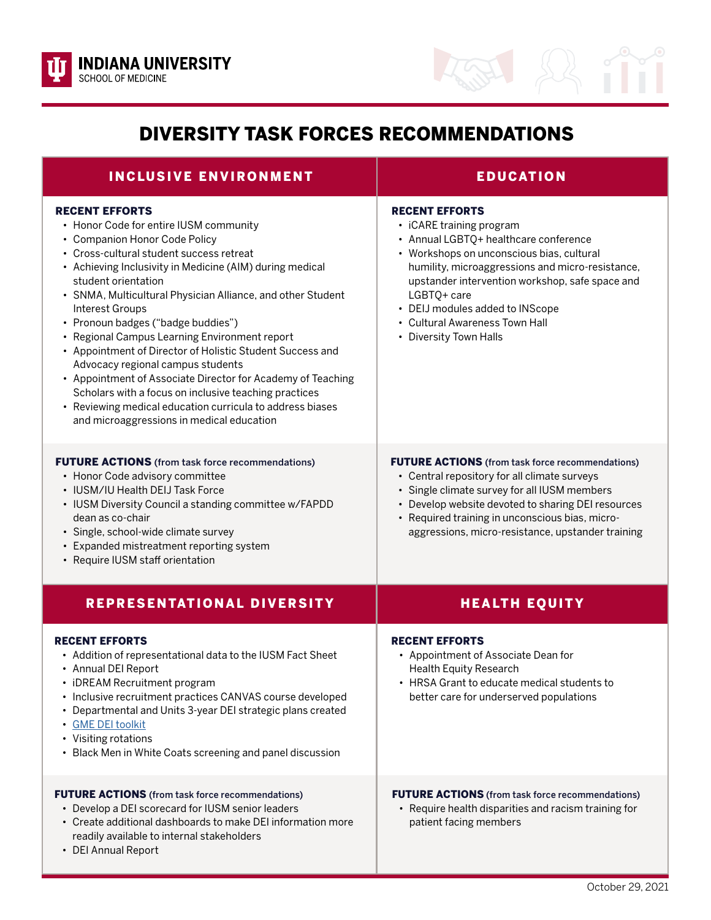INDIANA UNIVERSITY
SCHOOL OF MEDICINE

# DIVERSITY TASK FORCES RECOMMENDATIONS

## INCLUSIVE ENVIRONMENT

### RECENT EFFORTS

- Honor Code for entire IUSM community
- Companion Honor Code Policy
- Cross-cultural student success retreat
- Achieving Inclusivity in Medicine (AIM) during medical student orientation
- SNMA, Multicultural Physician Alliance, and other Student Interest Groups
- Pronoun badges ("badge buddies")
- Regional Campus Learning Environment report
- Appointment of Director of Holistic Student Success and Advocacy regional campus students
- Appointment of Associate Director for Academy of Teaching Scholars with a focus on inclusive teaching practices
- Reviewing medical education curricula to address biases and microaggressions in medical education

### FUTURE ACTIONS (from task force recommendations)

- Honor Code advisory committee
- IUSM/IU Health DEIJ Task Force
- IUSM Diversity Council a standing committee w/FAPDD dean as co-chair
- Single, school-wide climate survey
- Expanded mistreatment reporting system
- Require IUSM staff orientation

## EDUCATION

### RECENT EFFORTS

- iCARE training program
- Annual LGBTQ+ healthcare conference
- Workshops on unconscious bias, cultural humility, microaggressions and micro-resistance, upstander intervention workshop, safe space and LGBTQ+ care
- DEIJ modules added to INScope
- Cultural Awareness Town Hall
- Diversity Town Halls

### FUTURE ACTIONS (from task force recommendations)

- Central repository for all climate surveys
- Single climate survey for all IUSM members
- Develop website devoted to sharing DEI resources
- Required training in unconscious bias, micro-aggressions, micro-resistance, upstander training

## REPRESENTATIONAL DIVERSITY

### RECENT EFFORTS

- Addition of representational data to the IUSM Fact Sheet
- Annual DEI Report
- iDREAM Recruitment program
- Inclusive recruitment practices CANVAS course developed
- Departmental and Units 3-year DEI strategic plans created
- GME DEI toolkit
- Visiting rotations
- Black Men in White Coats screening and panel discussion

### FUTURE ACTIONS (from task force recommendations)

- Develop a DEI scorecard for IUSM senior leaders
- Create additional dashboards to make DEI information more readily available to internal stakeholders
- DEI Annual Report

## HEALTH EQUITY

### RECENT EFFORTS

- Appointment of Associate Dean for Health Equity Research
- HRSA Grant to educate medical students to better care for underserved populations

### FUTURE ACTIONS (from task force recommendations)

- Require health disparities and racism training for patient facing members

October 29, 2021